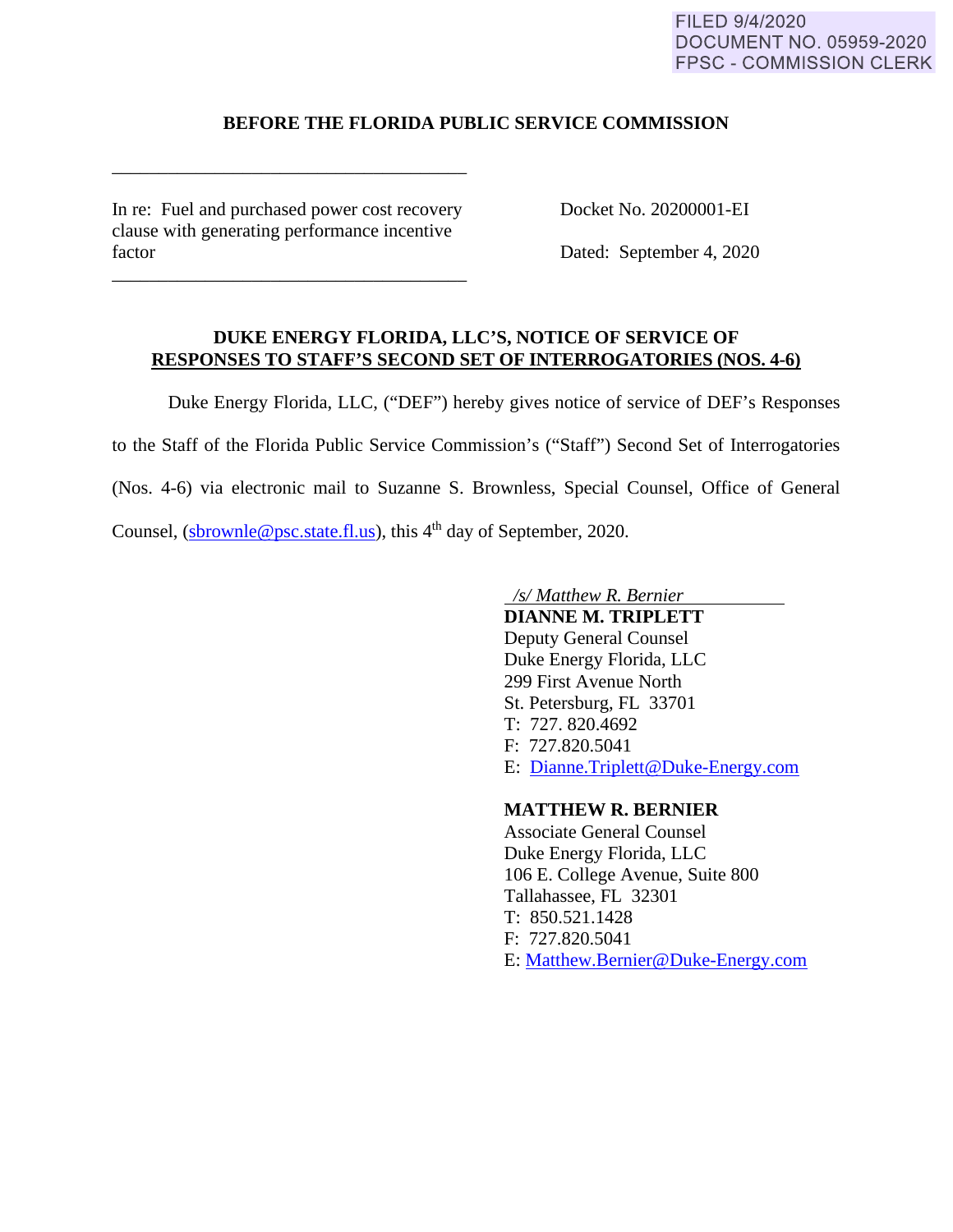FILED 9/4/2020
DOCUMENT NO. 05959-2020
FPSC - COMMISSION CLERK

**BEFORE THE FLORIDA PUBLIC SERVICE COMMISSION**

In re: Fuel and purchased power cost recovery clause with generating performance incentive factor

Docket No. 20200001-EI

Dated: September 4, 2020

**DUKE ENERGY FLORIDA, LLC'S, NOTICE OF SERVICE OF RESPONSES TO STAFF'S SECOND SET OF INTERROGATORIES (NOS. 4-6)**

Duke Energy Florida, LLC, ("DEF") hereby gives notice of service of DEF's Responses to the Staff of the Florida Public Service Commission's ("Staff") Second Set of Interrogatories (Nos. 4-6) via electronic mail to Suzanne S. Brownless, Special Counsel, Office of General Counsel, (sbrownle@psc.state.fl.us), this 4th day of September, 2020.

*/s/ Matthew R. Bernier*

**DIANNE M. TRIPLETT**
Deputy General Counsel
Duke Energy Florida, LLC
299 First Avenue North
St. Petersburg, FL 33701
T: 727. 820.4692
F: 727.820.5041
E: Dianne.Triplett@Duke-Energy.com

**MATTHEW R. BERNIER**
Associate General Counsel
Duke Energy Florida, LLC
106 E. College Avenue, Suite 800
Tallahassee, FL 32301
T: 850.521.1428
F: 727.820.5041
E: Matthew.Bernier@Duke-Energy.com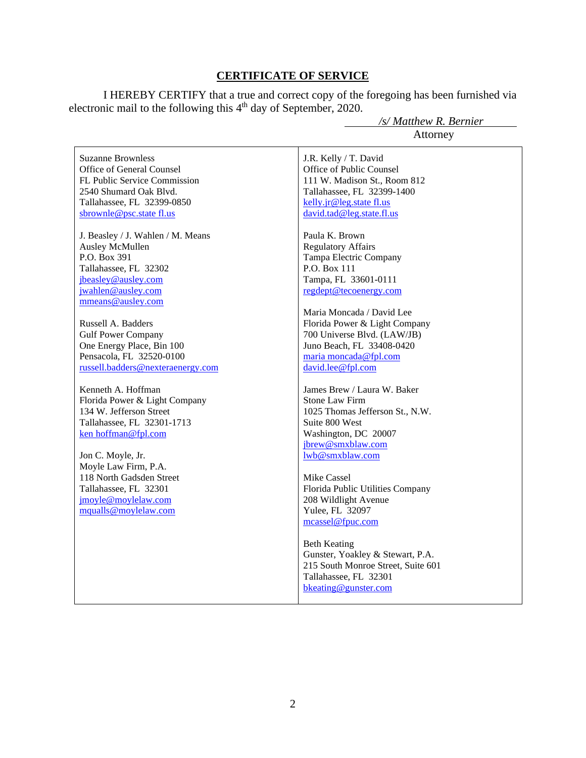## CERTIFICATE OF SERVICE

I HEREBY CERTIFY that a true and correct copy of the foregoing has been furnished via electronic mail to the following this 4th day of September, 2020.

*/s/ Matthew R. Bernier*
Attorney

| | |
|---|---|
| Suzanne Brownless<br>Office of General Counsel<br>FL Public Service Commission<br>2540 Shumard Oak Blvd.<br>Tallahassee, FL 32399-0850<br>sbrownle@psc.state fl.us<br><br>J. Beasley / J. Wahlen / M. Means<br>Ausley McMullen<br>P.O. Box 391<br>Tallahassee, FL 32302<br>jbeasley@ausley.com<br>jwahlen@ausley.com<br>mmeans@ausley.com<br><br>Russell A. Badders<br>Gulf Power Company<br>One Energy Place, Bin 100<br>Pensacola, FL 32520-0100<br>russell.badders@nexteraenergy.com<br><br>Kenneth A. Hoffman<br>Florida Power & Light Company<br>134 W. Jefferson Street<br>Tallahassee, FL 32301-1713<br>ken hoffman@fpl.com<br><br>Jon C. Moyle, Jr.<br>Moyle Law Firm, P.A.<br>118 North Gadsden Street<br>Tallahassee, FL 32301<br>jmoyle@moylelaw.com<br>mqualls@moylelaw.com | J.R. Kelly / T. David<br>Office of Public Counsel<br>111 W. Madison St., Room 812<br>Tallahassee, FL 32399-1400<br>kelly.jr@leg.state fl.us<br>david.tad@leg.state.fl.us<br><br>Paula K. Brown<br>Regulatory Affairs<br>Tampa Electric Company<br>P.O. Box 111<br>Tampa, FL 33601-0111<br>regdept@tecoenergy.com<br><br>Maria Moncada / David Lee<br>Florida Power & Light Company<br>700 Universe Blvd. (LAW/JB)<br>Juno Beach, FL 33408-0420<br>maria moncada@fpl.com<br>david.lee@fpl.com<br><br>James Brew / Laura W. Baker<br>Stone Law Firm<br>1025 Thomas Jefferson St., N.W.<br>Suite 800 West<br>Washington, DC 20007<br>jbrew@smxblaw.com<br>lwb@smxblaw.com<br><br>Mike Cassel<br>Florida Public Utilities Company<br>208 Wildlight Avenue<br>Yulee, FL 32097<br>mcassel@fpuc.com<br><br>Beth Keating<br>Gunster, Yoakley & Stewart, P.A.<br>215 South Monroe Street, Suite 601<br>Tallahassee, FL 32301<br>bkeating@gunster.com |